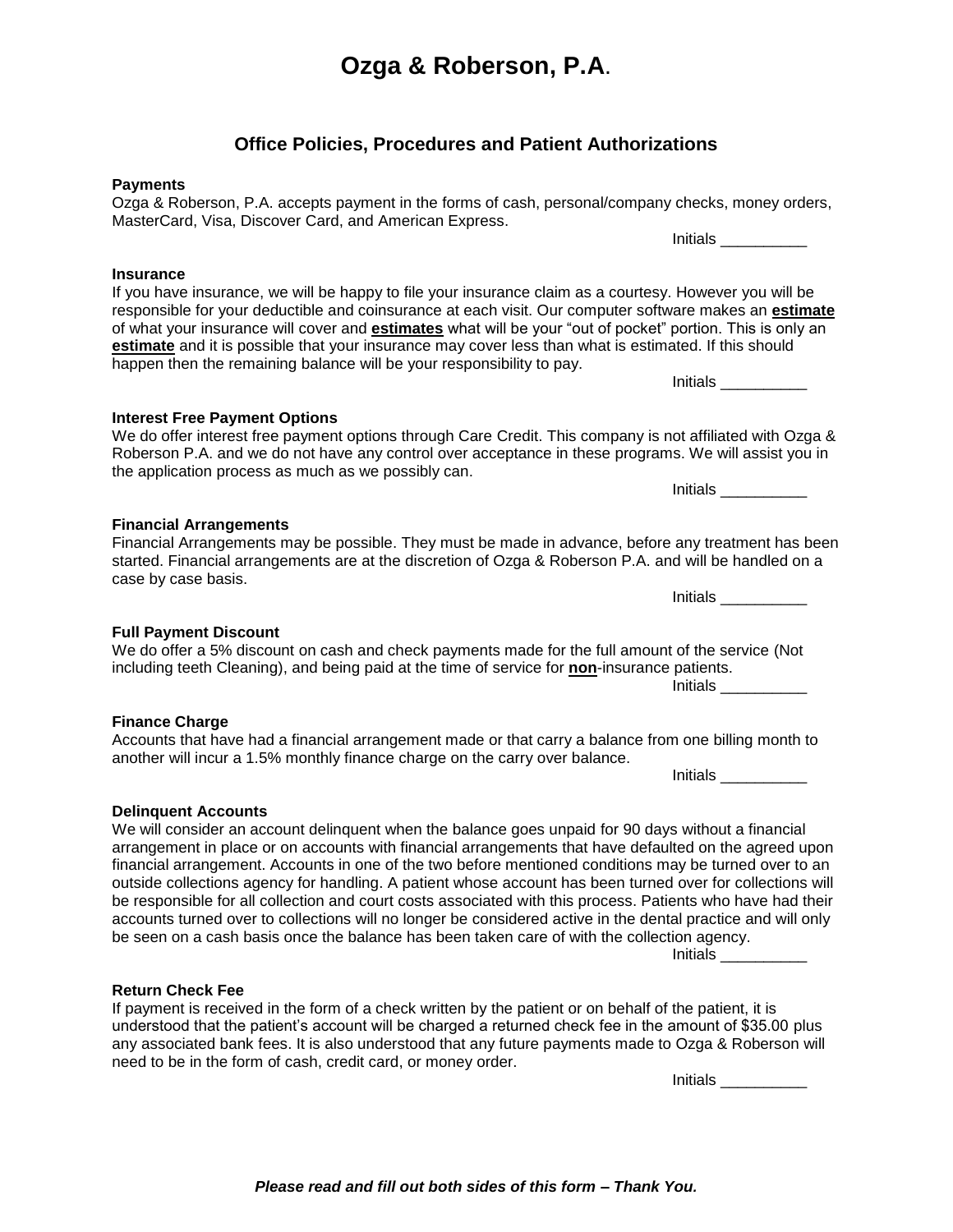# Ozga & Roberson, P.A.

## Office Policies, Procedures and Patient Authorizations

**Payments**

Ozga & Roberson, P.A. accepts payment in the forms of cash, personal/company checks, money orders, MasterCard, Visa, Discover Card, and American Express.

Initials __________

**Insurance**

If you have insurance, we will be happy to file your insurance claim as a courtesy. However you will be responsible for your deductible and coinsurance at each visit. Our computer software makes an **estimate** of what your insurance will cover and **estimates** what will be your "out of pocket" portion. This is only an **estimate** and it is possible that your insurance may cover less than what is estimated. If this should happen then the remaining balance will be your responsibility to pay.

Initials __________

**Interest Free Payment Options**

We do offer interest free payment options through Care Credit. This company is not affiliated with Ozga & Roberson P.A. and we do not have any control over acceptance in these programs. We will assist you in the application process as much as we possibly can.

Initials __________

**Financial Arrangements**

Financial Arrangements may be possible. They must be made in advance, before any treatment has been started. Financial arrangements are at the discretion of Ozga & Roberson P.A. and will be handled on a case by case basis.

Initials __________

**Full Payment Discount**

We do offer a 5% discount on cash and check payments made for the full amount of the service (Not including teeth Cleaning), and being paid at the time of service for **non**-insurance patients.

Initials __________

**Finance Charge**

Accounts that have had a financial arrangement made or that carry a balance from one billing month to another will incur a 1.5% monthly finance charge on the carry over balance.

Initials __________

**Delinquent Accounts**

We will consider an account delinquent when the balance goes unpaid for 90 days without a financial arrangement in place or on accounts with financial arrangements that have defaulted on the agreed upon financial arrangement. Accounts in one of the two before mentioned conditions may be turned over to an outside collections agency for handling. A patient whose account has been turned over for collections will be responsible for all collection and court costs associated with this process. Patients who have had their accounts turned over to collections will no longer be considered active in the dental practice and will only be seen on a cash basis once the balance has been taken care of with the collection agency.

Initials __________

**Return Check Fee**

If payment is received in the form of a check written by the patient or on behalf of the patient, it is understood that the patient's account will be charged a returned check fee in the amount of $35.00 plus any associated bank fees. It is also understood that any future payments made to Ozga & Roberson will need to be in the form of cash, credit card, or money order.

Initials __________

***Please read and fill out both sides of this form – Thank You.***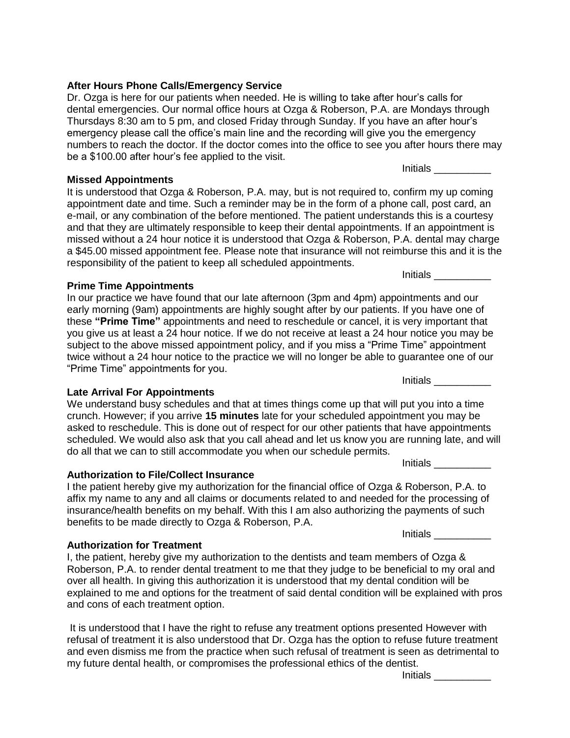**After Hours Phone Calls/Emergency Service**

Dr. Ozga is here for our patients when needed. He is willing to take after hour's calls for dental emergencies. Our normal office hours at Ozga & Roberson, P.A. are Mondays through Thursdays 8:30 am to 5 pm, and closed Friday through Sunday. If you have an after hour's emergency please call the office's main line and the recording will give you the emergency numbers to reach the doctor. If the doctor comes into the office to see you after hours there may be a $100.00 after hour's fee applied to the visit.

Initials __________

**Missed Appointments**

It is understood that Ozga & Roberson, P.A. may, but is not required to, confirm my up coming appointment date and time. Such a reminder may be in the form of a phone call, post card, an e-mail, or any combination of the before mentioned. The patient understands this is a courtesy and that they are ultimately responsible to keep their dental appointments. If an appointment is missed without a 24 hour notice it is understood that Ozga & Roberson, P.A. dental may charge a $45.00 missed appointment fee. Please note that insurance will not reimburse this and it is the responsibility of the patient to keep all scheduled appointments.

Initials __________

**Prime Time Appointments**

In our practice we have found that our late afternoon (3pm and 4pm) appointments and our early morning (9am) appointments are highly sought after by our patients. If you have one of these **"Prime Time"** appointments and need to reschedule or cancel, it is very important that you give us at least a 24 hour notice. If we do not receive at least a 24 hour notice you may be subject to the above missed appointment policy, and if you miss a "Prime Time" appointment twice without a 24 hour notice to the practice we will no longer be able to guarantee one of our "Prime Time" appointments for you.

Initials __________

**Late Arrival For Appointments**

We understand busy schedules and that at times things come up that will put you into a time crunch. However; if you arrive **15 minutes** late for your scheduled appointment you may be asked to reschedule. This is done out of respect for our other patients that have appointments scheduled. We would also ask that you call ahead and let us know you are running late, and will do all that we can to still accommodate you when our schedule permits.

Initials __________

**Authorization to File/Collect Insurance**

I the patient hereby give my authorization for the financial office of Ozga & Roberson, P.A. to affix my name to any and all claims or documents related to and needed for the processing of insurance/health benefits on my behalf. With this I am also authorizing the payments of such benefits to be made directly to Ozga & Roberson, P.A.

Initials __________

**Authorization for Treatment**

I, the patient, hereby give my authorization to the dentists and team members of Ozga & Roberson, P.A. to render dental treatment to me that they judge to be beneficial to my oral and over all health. In giving this authorization it is understood that my dental condition will be explained to me and options for the treatment of said dental condition will be explained with pros and cons of each treatment option.

It is understood that I have the right to refuse any treatment options presented However with refusal of treatment it is also understood that Dr. Ozga has the option to refuse future treatment and even dismiss me from the practice when such refusal of treatment is seen as detrimental to my future dental health, or compromises the professional ethics of the dentist.

Initials __________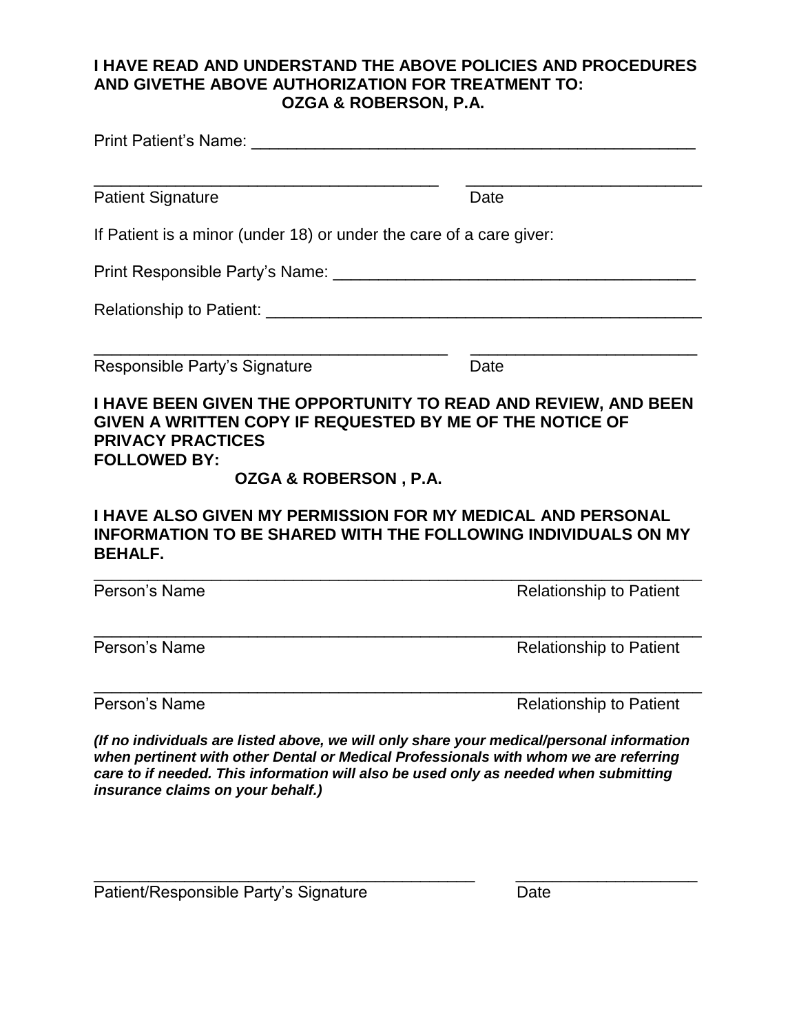**I HAVE READ AND UNDERSTAND THE ABOVE POLICIES AND PROCEDURES AND GIVETHE ABOVE AUTHORIZATION FOR TREATMENT TO:**

**OZGA & ROBERSON, P.A.**

Print Patient's Name: ___________________________________________________

_______________________________________ ___________________________

Patient Signature Date

If Patient is a minor (under 18) or under the care of a care giver:

Print Responsible Party's Name: ________________________________________

Relationship to Patient: _________________________________________________

_______________________________________ ___________________________

Responsible Party's Signature Date

**I HAVE BEEN GIVEN THE OPPORTUNITY TO READ AND REVIEW, AND BEEN GIVEN A WRITTEN COPY IF REQUESTED BY ME OF THE NOTICE OF PRIVACY PRACTICES**
**FOLLOWED BY:**

**OZGA & ROBERSON , P.A.**

**I HAVE ALSO GIVEN MY PERMISSION FOR MY MEDICAL AND PERSONAL INFORMATION TO BE SHARED WITH THE FOLLOWING INDIVIDUALS ON MY BEHALF.**

______________________________________________________________________

Person's Name Relationship to Patient

______________________________________________________________________

Person's Name Relationship to Patient

______________________________________________________________________

Person's Name Relationship to Patient

***(If no individuals are listed above, we will only share your medical/personal information when pertinent with other Dental or Medical Professionals with whom we are referring care to if needed. This information will also be used only as needed when submitting insurance claims on your behalf.)***

___________________________________________ ____________________

Patient/Responsible Party's Signature Date